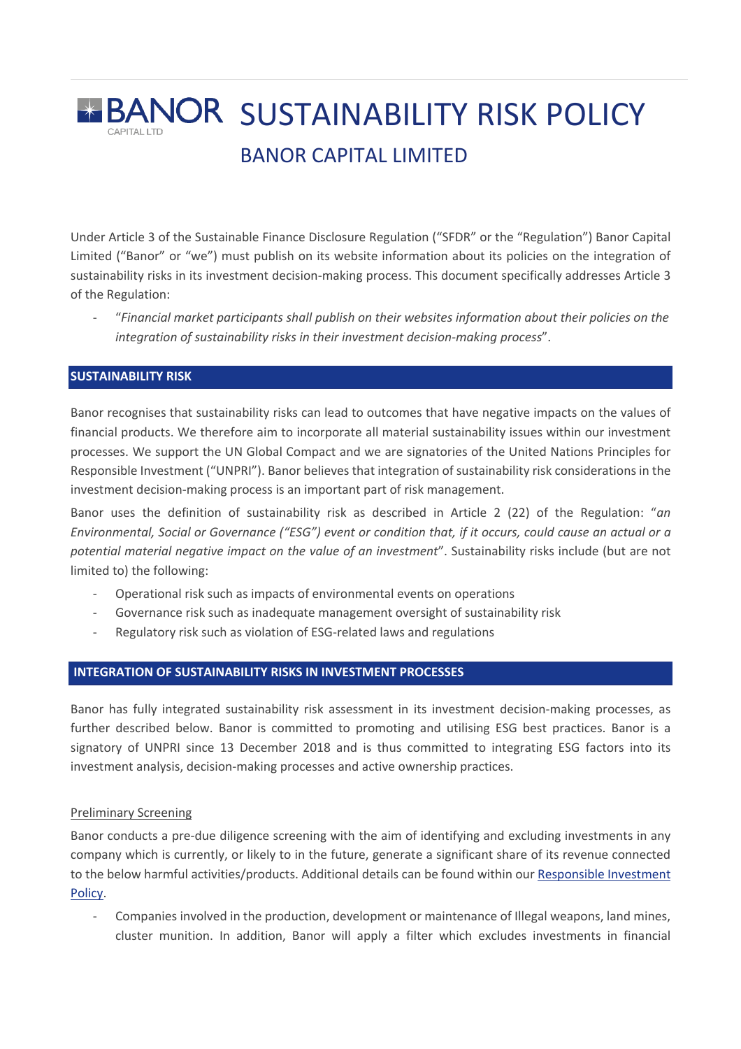# SUSTAINABILITY RISK POLICY

## BANOR CAPITAL LIMITED

Under Article 3 of the Sustainable Finance Disclosure Regulation ("SFDR" or the "Regulation") Banor Capital Limited ("Banor" or "we") must publish on its website information about its policies on the integration of sustainability risks in its investment decision-making process. This document specifically addresses Article 3 of the Regulation:

- "*Financial market participants shall publish on their websites information about their policies on the integration of sustainability risks in their investment decision-making process*".

## SUSTAINABILITY RISK

Banor recognises that sustainability risks can lead to outcomes that have negative impacts on the values of financial products. We therefore aim to incorporate all material sustainability issues within our investment processes. We support the UN Global Compact and we are signatories of the United Nations Principles for Responsible Investment ("UNPRI"). Banor believes that integration of sustainability risk considerations in the investment decision-making process is an important part of risk management.

Banor uses the definition of sustainability risk as described in Article 2 (22) of the Regulation: "*an Environmental, Social or Governance ("ESG") event or condition that, if it occurs, could cause an actual or a potential material negative impact on the value of an investment*". Sustainability risks include (but are not limited to) the following:

- Operational risk such as impacts of environmental events on operations
- Governance risk such as inadequate management oversight of sustainability risk
- Regulatory risk such as violation of ESG-related laws and regulations

## INTEGRATION OF SUSTAINABILITY RISKS IN INVESTMENT PROCESSES

Banor has fully integrated sustainability risk assessment in its investment decision-making processes, as further described below. Banor is committed to promoting and utilising ESG best practices. Banor is a signatory of UNPRI since 13 December 2018 and is thus committed to integrating ESG factors into its investment analysis, decision-making processes and active ownership practices.

### Preliminary Screening

Banor conducts a pre-due diligence screening with the aim of identifying and excluding investments in any company which is currently, or likely to in the future, generate a significant share of its revenue connected to the below harmful activities/products. Additional details can be found within our Responsible Investment Policy.

- Companies involved in the production, development or maintenance of Illegal weapons, land mines, cluster munition. In addition, Banor will apply a filter which excludes investments in financial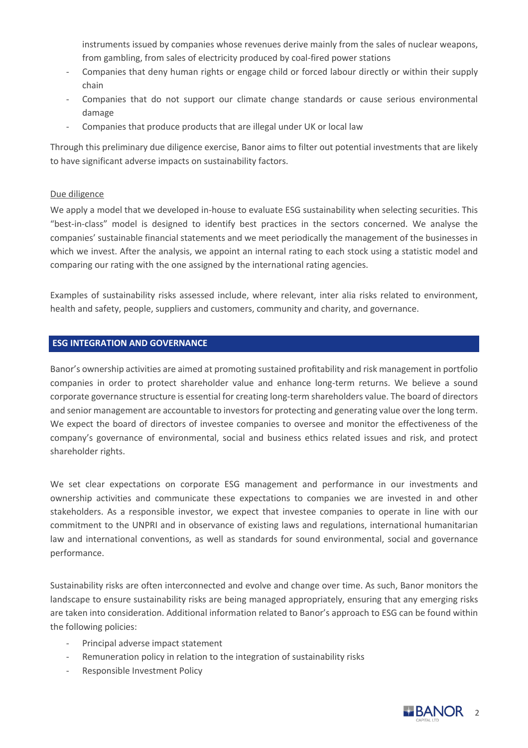instruments issued by companies whose revenues derive mainly from the sales of nuclear weapons, from gambling, from sales of electricity produced by coal-fired power stations

- Companies that deny human rights or engage child or forced labour directly or within their supply chain
- Companies that do not support our climate change standards or cause serious environmental damage
- Companies that produce products that are illegal under UK or local law

Through this preliminary due diligence exercise, Banor aims to filter out potential investments that are likely to have significant adverse impacts on sustainability factors.

Due diligence

We apply a model that we developed in-house to evaluate ESG sustainability when selecting securities. This "best-in-class" model is designed to identify best practices in the sectors concerned. We analyse the companies' sustainable financial statements and we meet periodically the management of the businesses in which we invest. After the analysis, we appoint an internal rating to each stock using a statistic model and comparing our rating with the one assigned by the international rating agencies.

Examples of sustainability risks assessed include, where relevant, inter alia risks related to environment, health and safety, people, suppliers and customers, community and charity, and governance.

## ESG INTEGRATION AND GOVERNANCE

Banor's ownership activities are aimed at promoting sustained profitability and risk management in portfolio companies in order to protect shareholder value and enhance long-term returns. We believe a sound corporate governance structure is essential for creating long-term shareholders value. The board of directors and senior management are accountable to investors for protecting and generating value over the long term. We expect the board of directors of investee companies to oversee and monitor the effectiveness of the company's governance of environmental, social and business ethics related issues and risk, and protect shareholder rights.

We set clear expectations on corporate ESG management and performance in our investments and ownership activities and communicate these expectations to companies we are invested in and other stakeholders. As a responsible investor, we expect that investee companies to operate in line with our commitment to the UNPRI and in observance of existing laws and regulations, international humanitarian law and international conventions, as well as standards for sound environmental, social and governance performance.

Sustainability risks are often interconnected and evolve and change over time. As such, Banor monitors the landscape to ensure sustainability risks are being managed appropriately, ensuring that any emerging risks are taken into consideration. Additional information related to Banor's approach to ESG can be found within the following policies:

- Principal adverse impact statement
- Remuneration policy in relation to the integration of sustainability risks
- Responsible Investment Policy